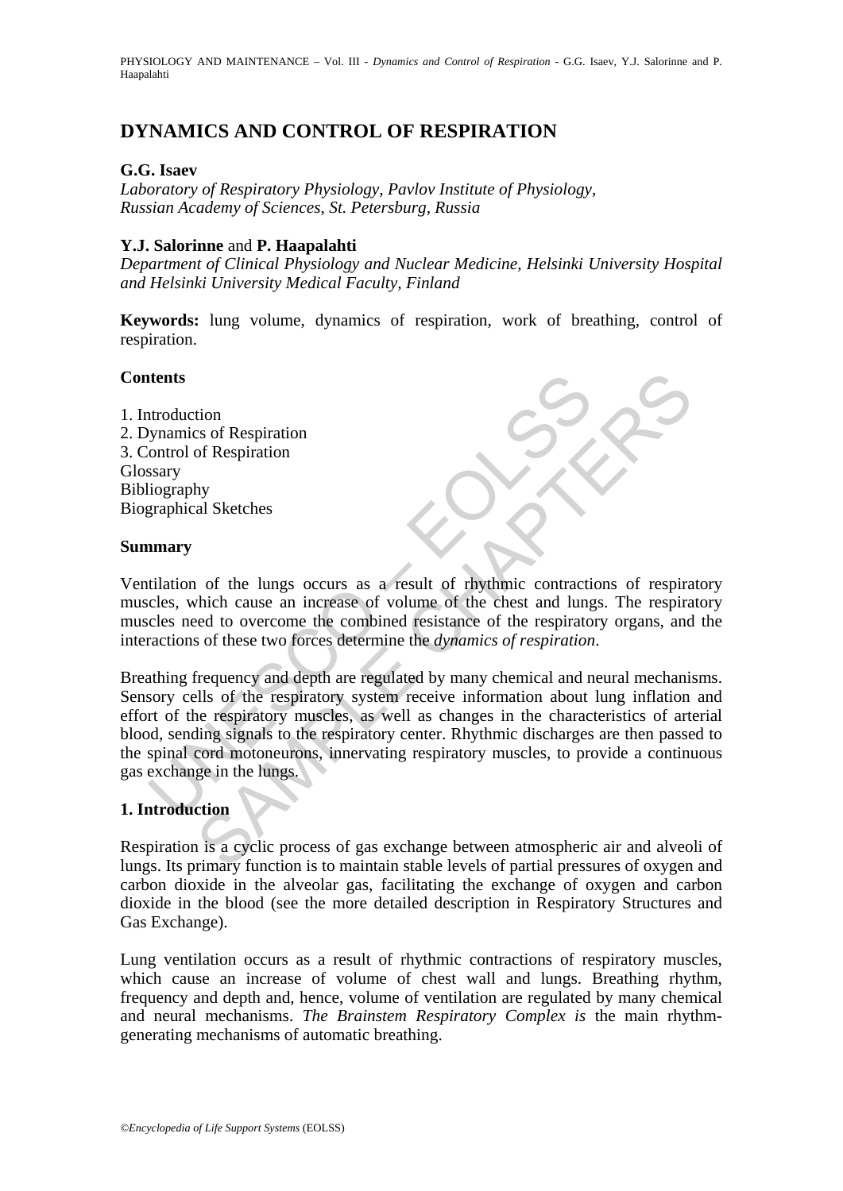# DYNAMICS AND CONTROL OF RESPIRATION

**G.G. Isaev**

*Laboratory of Respiratory Physiology, Pavlov Institute of Physiology, Russian Academy of Sciences, St. Petersburg, Russia*

**Y.J. Salorinne** and **P. Haapalahti**

*Department of Clinical Physiology and Nuclear Medicine, Helsinki University Hospital and Helsinki University Medical Faculty, Finland*

**Keywords:** lung volume, dynamics of respiration, work of breathing, control of respiration.

## Contents

1. Introduction
2. Dynamics of Respiration
3. Control of Respiration

Glossary
Bibliography
Biographical Sketches

## Summary

Ventilation of the lungs occurs as a result of rhythmic contractions of respiratory muscles, which cause an increase of volume of the chest and lungs. The respiratory muscles need to overcome the combined resistance of the respiratory organs, and the interactions of these two forces determine the *dynamics of respiration*.

Breathing frequency and depth are regulated by many chemical and neural mechanisms. Sensory cells of the respiratory system receive information about lung inflation and effort of the respiratory muscles, as well as changes in the characteristics of arterial blood, sending signals to the respiratory center. Rhythmic discharges are then passed to the spinal cord motoneurons, innervating respiratory muscles, to provide a continuous gas exchange in the lungs.

## 1. Introduction

Respiration is a cyclic process of gas exchange between atmospheric air and alveoli of lungs. Its primary function is to maintain stable levels of partial pressures of oxygen and carbon dioxide in the alveolar gas, facilitating the exchange of oxygen and carbon dioxide in the blood (see the more detailed description in Respiratory Structures and Gas Exchange).

Lung ventilation occurs as a result of rhythmic contractions of respiratory muscles, which cause an increase of volume of chest wall and lungs. Breathing rhythm, frequency and depth and, hence, volume of ventilation are regulated by many chemical and neural mechanisms. *The Brainstem Respiratory Complex is* the main rhythm-generating mechanisms of automatic breathing.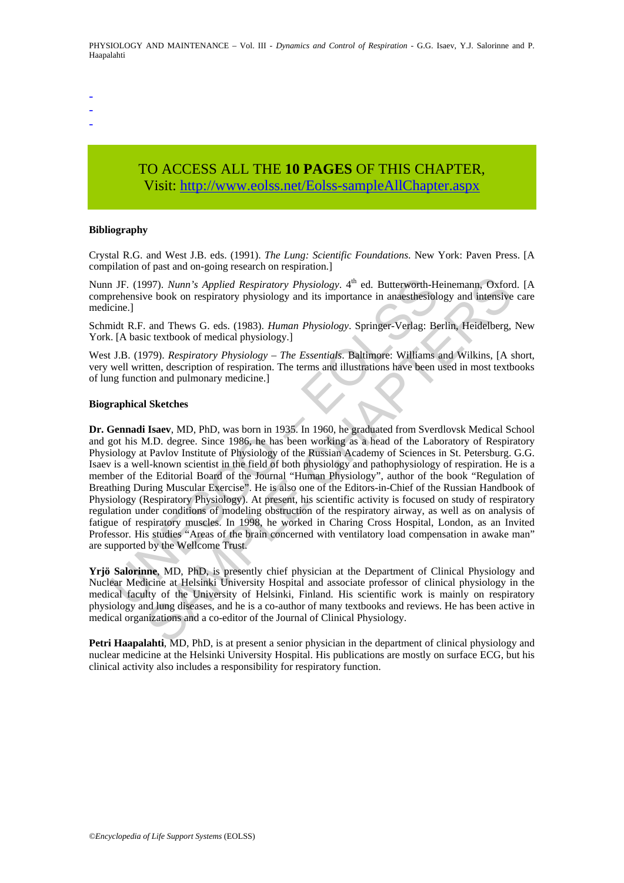-
-
-

TO ACCESS ALL THE **10 PAGES** OF THIS CHAPTER,
Visit: http://www.eolss.net/Eolss-sampleAllChapter.aspx

**Bibliography**

Crystal R.G. and West J.B. eds. (1991). *The Lung: Scientific Foundations*. New York: Paven Press. [A compilation of past and on-going research on respiration.]

Nunn JF. (1997). *Nunn's Applied Respiratory Physiology*. 4th ed. Butterworth-Heinemann, Oxford. [A comprehensive book on respiratory physiology and its importance in anaesthesiology and intensive care medicine.]

Schmidt R.F. and Thews G. eds. (1983). *Human Physiology*. Springer-Verlag: Berlin, Heidelberg, New York. [A basic textbook of medical physiology.]

West J.B. (1979). *Respiratory Physiology – The Essentials*. Baltimore: Williams and Wilkins, [A short, very well written, description of respiration. The terms and illustrations have been used in most textbooks of lung function and pulmonary medicine.]

**Biographical Sketches**

**Dr. Gennadi Isaev**, MD, PhD, was born in 1935. In 1960, he graduated from Sverdlovsk Medical School and got his M.D. degree. Since 1986, he has been working as a head of the Laboratory of Respiratory Physiology at Pavlov Institute of Physiology of the Russian Academy of Sciences in St. Petersburg. G.G. Isaev is a well-known scientist in the field of both physiology and pathophysiology of respiration. He is a member of the Editorial Board of the Journal "Human Physiology", author of the book "Regulation of Breathing During Muscular Exercise". He is also one of the Editors-in-Chief of the Russian Handbook of Physiology (Respiratory Physiology). At present, his scientific activity is focused on study of respiratory regulation under conditions of modeling obstruction of the respiratory airway, as well as on analysis of fatigue of respiratory muscles. In 1998, he worked in Charing Cross Hospital, London, as an Invited Professor. His studies "Areas of the brain concerned with ventilatory load compensation in awake man" are supported by the Wellcome Trust.

**Yrjö Salorinne**, MD, PhD, is presently chief physician at the Department of Clinical Physiology and Nuclear Medicine at Helsinki University Hospital and associate professor of clinical physiology in the medical faculty of the University of Helsinki, Finland. His scientific work is mainly on respiratory physiology and lung diseases, and he is a co-author of many textbooks and reviews. He has been active in medical organizations and a co-editor of the Journal of Clinical Physiology.

**Petri Haapalahti**, MD, PhD, is at present a senior physician in the department of clinical physiology and nuclear medicine at the Helsinki University Hospital. His publications are mostly on surface ECG, but his clinical activity also includes a responsibility for respiratory function.